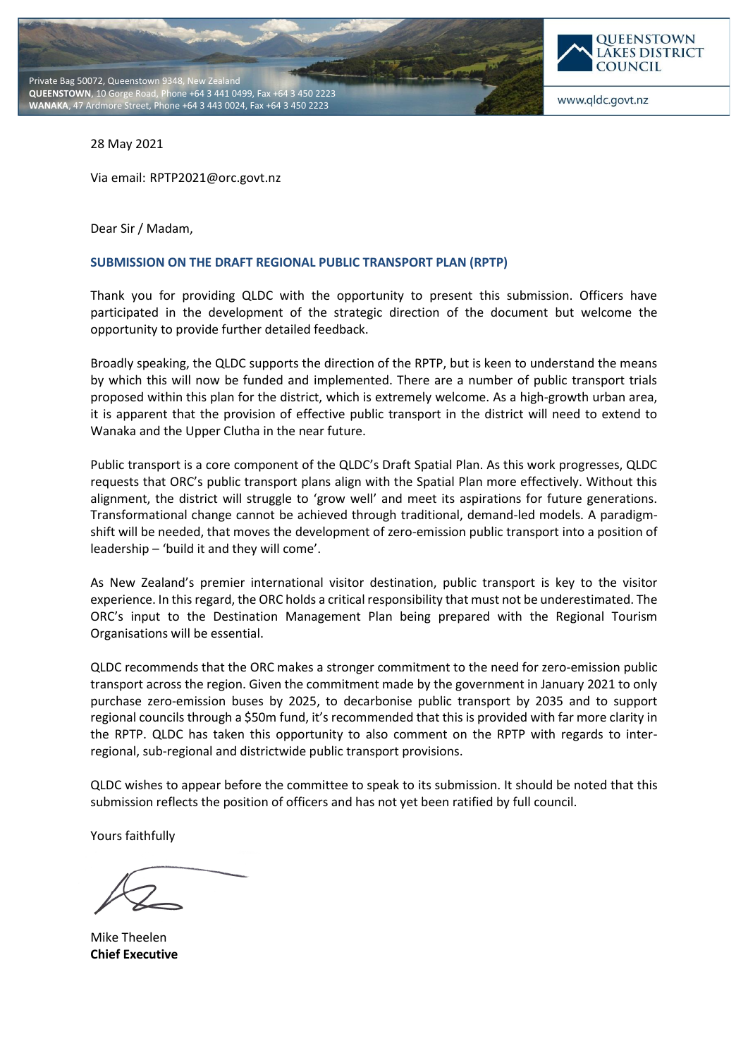Private Bag 50072, Queenstown 9348, New Zealand
**QUEENSTOWN**, 10 Gorge Road, Phone +64 3 441 0499, Fax +64 3 450 2223
**WANAKA**, 47 Ardmore Street, Phone +64 3 443 0024, Fax +64 3 450 2223

**QUEENSTOWN LAKES DISTRICT COUNCIL**

www.qldc.govt.nz

28 May 2021

Via email: RPTP2021@orc.govt.nz

Dear Sir / Madam,

**SUBMISSION ON THE DRAFT REGIONAL PUBLIC TRANSPORT PLAN (RPTP)**

Thank you for providing QLDC with the opportunity to present this submission. Officers have participated in the development of the strategic direction of the document but welcome the opportunity to provide further detailed feedback.

Broadly speaking, the QLDC supports the direction of the RPTP, but is keen to understand the means by which this will now be funded and implemented. There are a number of public transport trials proposed within this plan for the district, which is extremely welcome. As a high-growth urban area, it is apparent that the provision of effective public transport in the district will need to extend to Wanaka and the Upper Clutha in the near future.

Public transport is a core component of the QLDC's Draft Spatial Plan. As this work progresses, QLDC requests that ORC's public transport plans align with the Spatial Plan more effectively. Without this alignment, the district will struggle to 'grow well' and meet its aspirations for future generations. Transformational change cannot be achieved through traditional, demand-led models. A paradigm-shift will be needed, that moves the development of zero-emission public transport into a position of leadership – 'build it and they will come'.

As New Zealand's premier international visitor destination, public transport is key to the visitor experience. In this regard, the ORC holds a critical responsibility that must not be underestimated. The ORC's input to the Destination Management Plan being prepared with the Regional Tourism Organisations will be essential.

QLDC recommends that the ORC makes a stronger commitment to the need for zero-emission public transport across the region. Given the commitment made by the government in January 2021 to only purchase zero-emission buses by 2025, to decarbonise public transport by 2035 and to support regional councils through a $50m fund, it's recommended that this is provided with far more clarity in the RPTP. QLDC has taken this opportunity to also comment on the RPTP with regards to inter-regional, sub-regional and districtwide public transport provisions.

QLDC wishes to appear before the committee to speak to its submission. It should be noted that this submission reflects the position of officers and has not yet been ratified by full council.

Yours faithfully

Mike Theelen
**Chief Executive**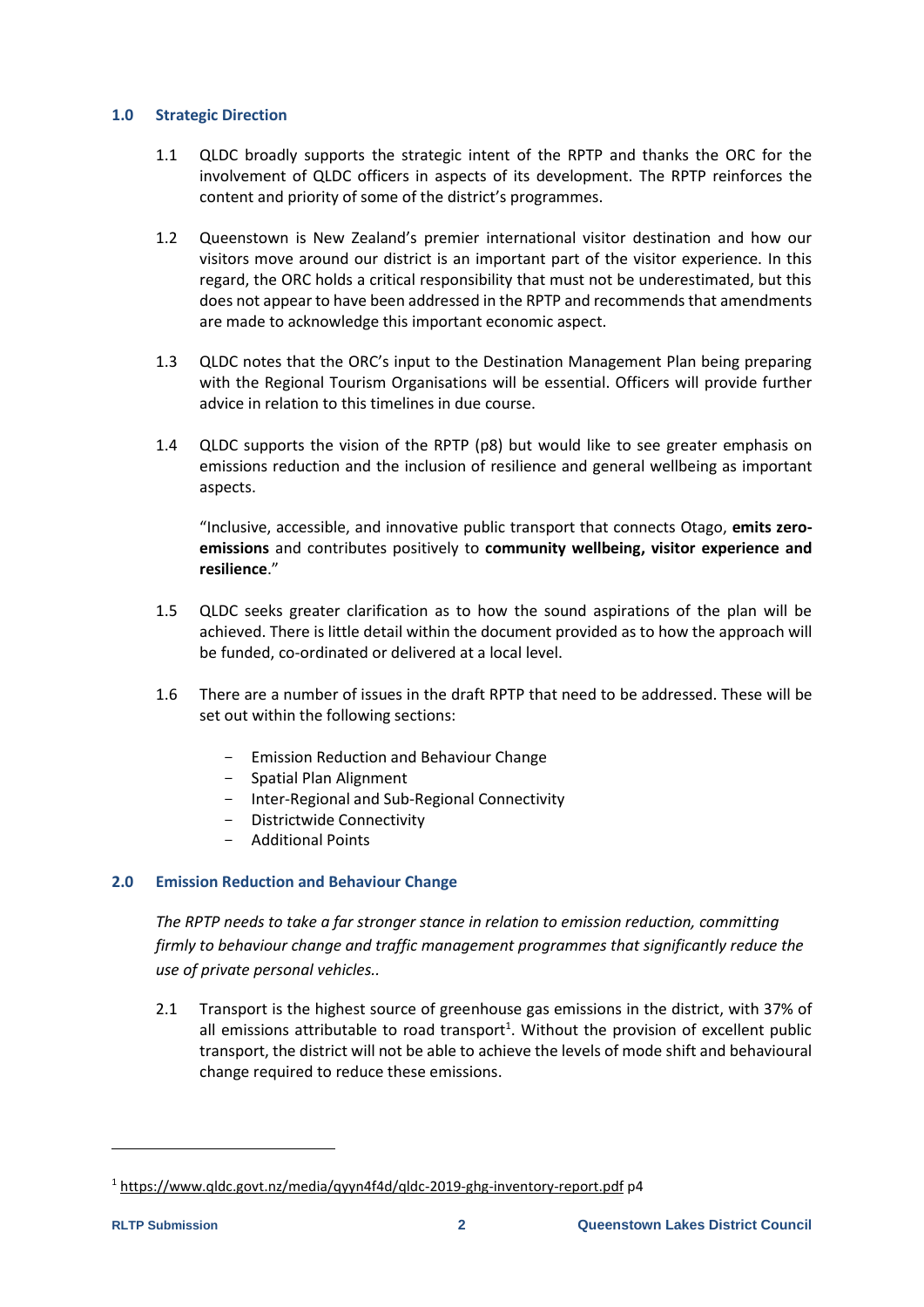## 1.0 Strategic Direction

1.1 QLDC broadly supports the strategic intent of the RPTP and thanks the ORC for the involvement of QLDC officers in aspects of its development. The RPTP reinforces the content and priority of some of the district's programmes.

1.2 Queenstown is New Zealand's premier international visitor destination and how our visitors move around our district is an important part of the visitor experience. In this regard, the ORC holds a critical responsibility that must not be underestimated, but this does not appear to have been addressed in the RPTP and recommends that amendments are made to acknowledge this important economic aspect.

1.3 QLDC notes that the ORC's input to the Destination Management Plan being preparing with the Regional Tourism Organisations will be essential. Officers will provide further advice in relation to this timelines in due course.

1.4 QLDC supports the vision of the RPTP (p8) but would like to see greater emphasis on emissions reduction and the inclusion of resilience and general wellbeing as important aspects.

"Inclusive, accessible, and innovative public transport that connects Otago, **emits zero-emissions** and contributes positively to **community wellbeing, visitor experience and resilience**."

1.5 QLDC seeks greater clarification as to how the sound aspirations of the plan will be achieved. There is little detail within the document provided as to how the approach will be funded, co-ordinated or delivered at a local level.

1.6 There are a number of issues in the draft RPTP that need to be addressed. These will be set out within the following sections:

- Emission Reduction and Behaviour Change
- Spatial Plan Alignment
- Inter-Regional and Sub-Regional Connectivity
- Districtwide Connectivity
- Additional Points

## 2.0 Emission Reduction and Behaviour Change

*The RPTP needs to take a far stronger stance in relation to emission reduction, committing firmly to behaviour change and traffic management programmes that significantly reduce the use of private personal vehicles..*

2.1 Transport is the highest source of greenhouse gas emissions in the district, with 37% of all emissions attributable to road transport[1]. Without the provision of excellent public transport, the district will not be able to achieve the levels of mode shift and behavioural change required to reduce these emissions.

[1] https://www.qldc.govt.nz/media/qyyn4f4d/qldc-2019-ghg-inventory-report.pdf p4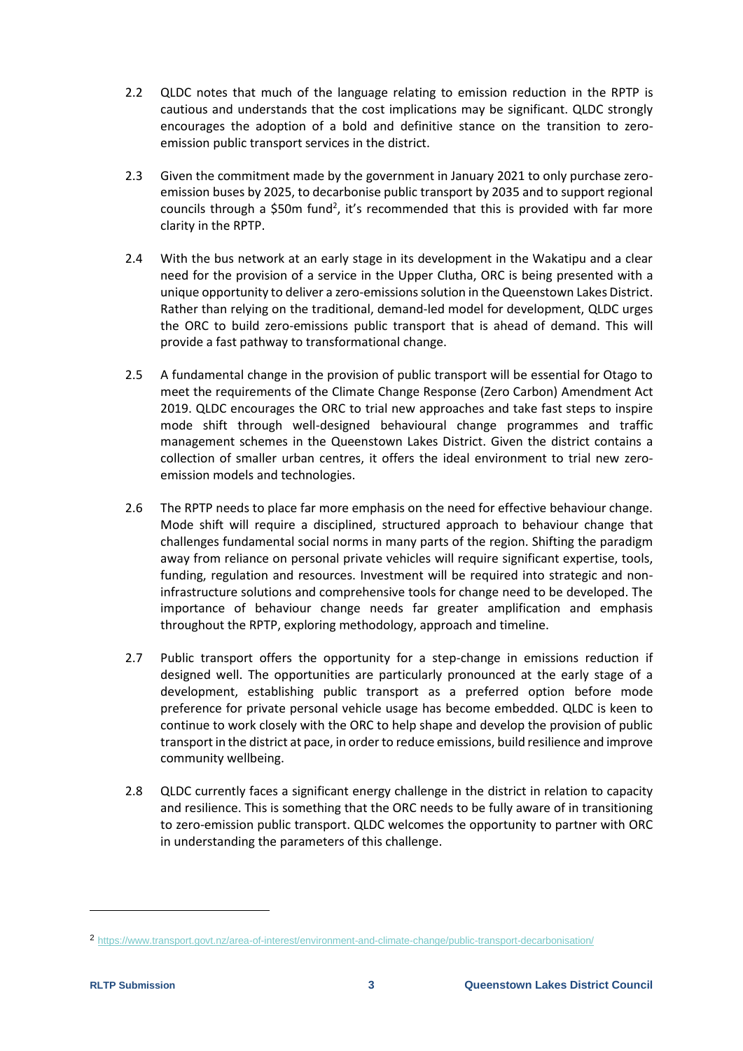2.2 QLDC notes that much of the language relating to emission reduction in the RPTP is cautious and understands that the cost implications may be significant. QLDC strongly encourages the adoption of a bold and definitive stance on the transition to zero-emission public transport services in the district.

2.3 Given the commitment made by the government in January 2021 to only purchase zero-emission buses by 2025, to decarbonise public transport by 2035 and to support regional councils through a $50m fund[2], it's recommended that this is provided with far more clarity in the RPTP.

2.4 With the bus network at an early stage in its development in the Wakatipu and a clear need for the provision of a service in the Upper Clutha, ORC is being presented with a unique opportunity to deliver a zero-emissions solution in the Queenstown Lakes District. Rather than relying on the traditional, demand-led model for development, QLDC urges the ORC to build zero-emissions public transport that is ahead of demand. This will provide a fast pathway to transformational change.

2.5 A fundamental change in the provision of public transport will be essential for Otago to meet the requirements of the Climate Change Response (Zero Carbon) Amendment Act 2019. QLDC encourages the ORC to trial new approaches and take fast steps to inspire mode shift through well-designed behavioural change programmes and traffic management schemes in the Queenstown Lakes District. Given the district contains a collection of smaller urban centres, it offers the ideal environment to trial new zero-emission models and technologies.

2.6 The RPTP needs to place far more emphasis on the need for effective behaviour change. Mode shift will require a disciplined, structured approach to behaviour change that challenges fundamental social norms in many parts of the region. Shifting the paradigm away from reliance on personal private vehicles will require significant expertise, tools, funding, regulation and resources. Investment will be required into strategic and non-infrastructure solutions and comprehensive tools for change need to be developed. The importance of behaviour change needs far greater amplification and emphasis throughout the RPTP, exploring methodology, approach and timeline.

2.7 Public transport offers the opportunity for a step-change in emissions reduction if designed well. The opportunities are particularly pronounced at the early stage of a development, establishing public transport as a preferred option before mode preference for private personal vehicle usage has become embedded. QLDC is keen to continue to work closely with the ORC to help shape and develop the provision of public transport in the district at pace, in order to reduce emissions, build resilience and improve community wellbeing.

2.8 QLDC currently faces a significant energy challenge in the district in relation to capacity and resilience. This is something that the ORC needs to be fully aware of in transitioning to zero-emission public transport. QLDC welcomes the opportunity to partner with ORC in understanding the parameters of this challenge.

---

[2] https://www.transport.govt.nz/area-of-interest/environment-and-climate-change/public-transport-decarbonisation/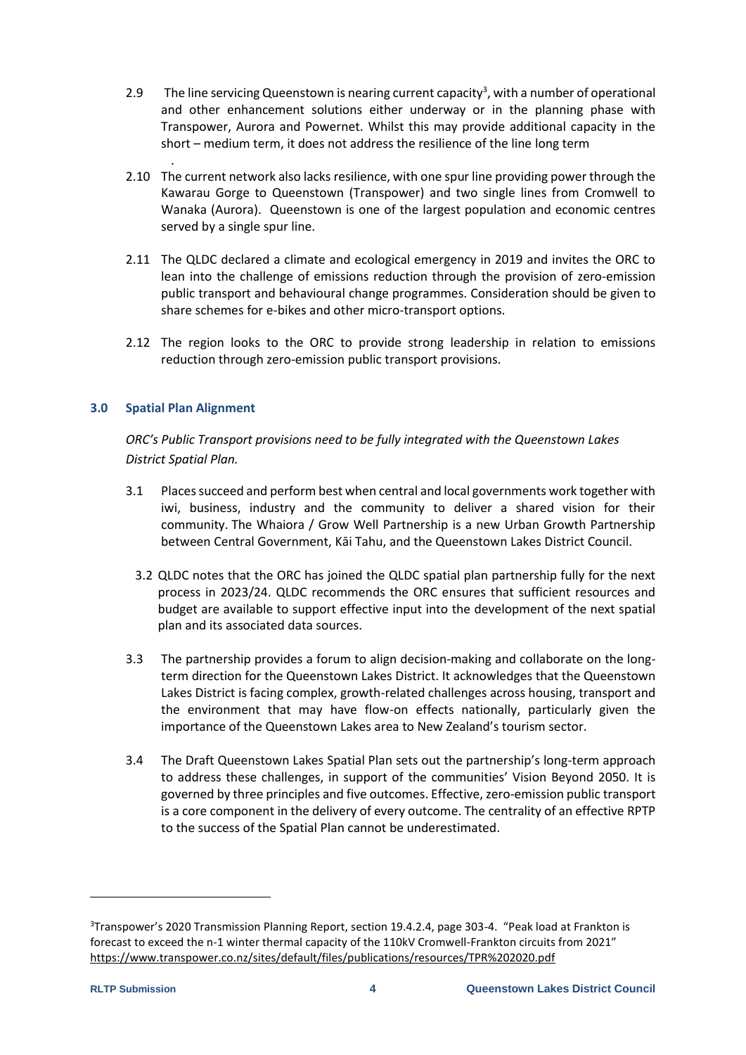2.9 The line servicing Queenstown is nearing current capacity[3], with a number of operational and other enhancement solutions either underway or in the planning phase with Transpower, Aurora and Powernet. Whilst this may provide additional capacity in the short – medium term, it does not address the resilience of the line long term

2.10 The current network also lacks resilience, with one spur line providing power through the Kawarau Gorge to Queenstown (Transpower) and two single lines from Cromwell to Wanaka (Aurora). Queenstown is one of the largest population and economic centres served by a single spur line.

2.11 The QLDC declared a climate and ecological emergency in 2019 and invites the ORC to lean into the challenge of emissions reduction through the provision of zero-emission public transport and behavioural change programmes. Consideration should be given to share schemes for e-bikes and other micro-transport options.

2.12 The region looks to the ORC to provide strong leadership in relation to emissions reduction through zero-emission public transport provisions.

## 3.0 Spatial Plan Alignment

*ORC's Public Transport provisions need to be fully integrated with the Queenstown Lakes District Spatial Plan.*

3.1 Places succeed and perform best when central and local governments work together with iwi, business, industry and the community to deliver a shared vision for their community. The Whaiora / Grow Well Partnership is a new Urban Growth Partnership between Central Government, Kāi Tahu, and the Queenstown Lakes District Council.

3.2 QLDC notes that the ORC has joined the QLDC spatial plan partnership fully for the next process in 2023/24. QLDC recommends the ORC ensures that sufficient resources and budget are available to support effective input into the development of the next spatial plan and its associated data sources.

3.3 The partnership provides a forum to align decision-making and collaborate on the long-term direction for the Queenstown Lakes District. It acknowledges that the Queenstown Lakes District is facing complex, growth-related challenges across housing, transport and the environment that may have flow-on effects nationally, particularly given the importance of the Queenstown Lakes area to New Zealand's tourism sector.

3.4 The Draft Queenstown Lakes Spatial Plan sets out the partnership's long-term approach to address these challenges, in support of the communities' Vision Beyond 2050. It is governed by three principles and five outcomes. Effective, zero-emission public transport is a core component in the delivery of every outcome. The centrality of an effective RPTP to the success of the Spatial Plan cannot be underestimated.

---

[3]Transpower's 2020 Transmission Planning Report, section 19.4.2.4, page 303-4. "Peak load at Frankton is forecast to exceed the n-1 winter thermal capacity of the 110kV Cromwell-Frankton circuits from 2021" https://www.transpower.co.nz/sites/default/files/publications/resources/TPR%202020.pdf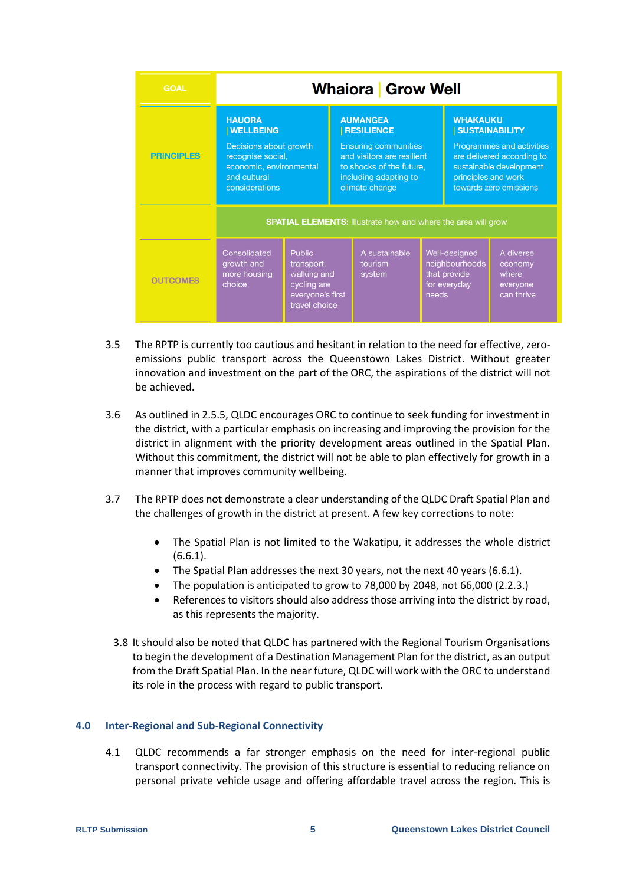| GOAL | Whaiora \| Grow Well | | | | |
|---|---|---|---|---|---|
| PRINCIPLES | HAUORA \| WELLBEING Decisions about growth recognise social, economic, environmental and cultural considerations | | AUMANGEA \| RESILIENCE Ensuring communities and visitors are resilient to shocks of the future, including adapting to climate change | WHAKAUKU \| SUSTAINABILITY Programmes and activities are delivered according to sustainable development principles and work towards zero emissions | |
| | **SPATIAL ELEMENTS:** Illustrate how and where the area will grow | | | | |
| OUTCOMES | Consolidated growth and more housing choice | Public transport, walking and cycling are everyone's first travel choice | A sustainable tourism system | Well-designed neighbourhoods that provide for everyday needs | A diverse economy where everyone can thrive |

3.5 The RPTP is currently too cautious and hesitant in relation to the need for effective, zero-emissions public transport across the Queenstown Lakes District. Without greater innovation and investment on the part of the ORC, the aspirations of the district will not be achieved.

3.6 As outlined in 2.5.5, QLDC encourages ORC to continue to seek funding for investment in the district, with a particular emphasis on increasing and improving the provision for the district in alignment with the priority development areas outlined in the Spatial Plan. Without this commitment, the district will not be able to plan effectively for growth in a manner that improves community wellbeing.

3.7 The RPTP does not demonstrate a clear understanding of the QLDC Draft Spatial Plan and the challenges of growth in the district at present. A few key corrections to note:

- The Spatial Plan is not limited to the Wakatipu, it addresses the whole district (6.6.1).
- The Spatial Plan addresses the next 30 years, not the next 40 years (6.6.1).
- The population is anticipated to grow to 78,000 by 2048, not 66,000 (2.2.3.)
- References to visitors should also address those arriving into the district by road, as this represents the majority.

3.8 It should also be noted that QLDC has partnered with the Regional Tourism Organisations to begin the development of a Destination Management Plan for the district, as an output from the Draft Spatial Plan. In the near future, QLDC will work with the ORC to understand its role in the process with regard to public transport.

## 4.0 Inter-Regional and Sub-Regional Connectivity

4.1 QLDC recommends a far stronger emphasis on the need for inter-regional public transport connectivity. The provision of this structure is essential to reducing reliance on personal private vehicle usage and offering affordable travel across the region. This is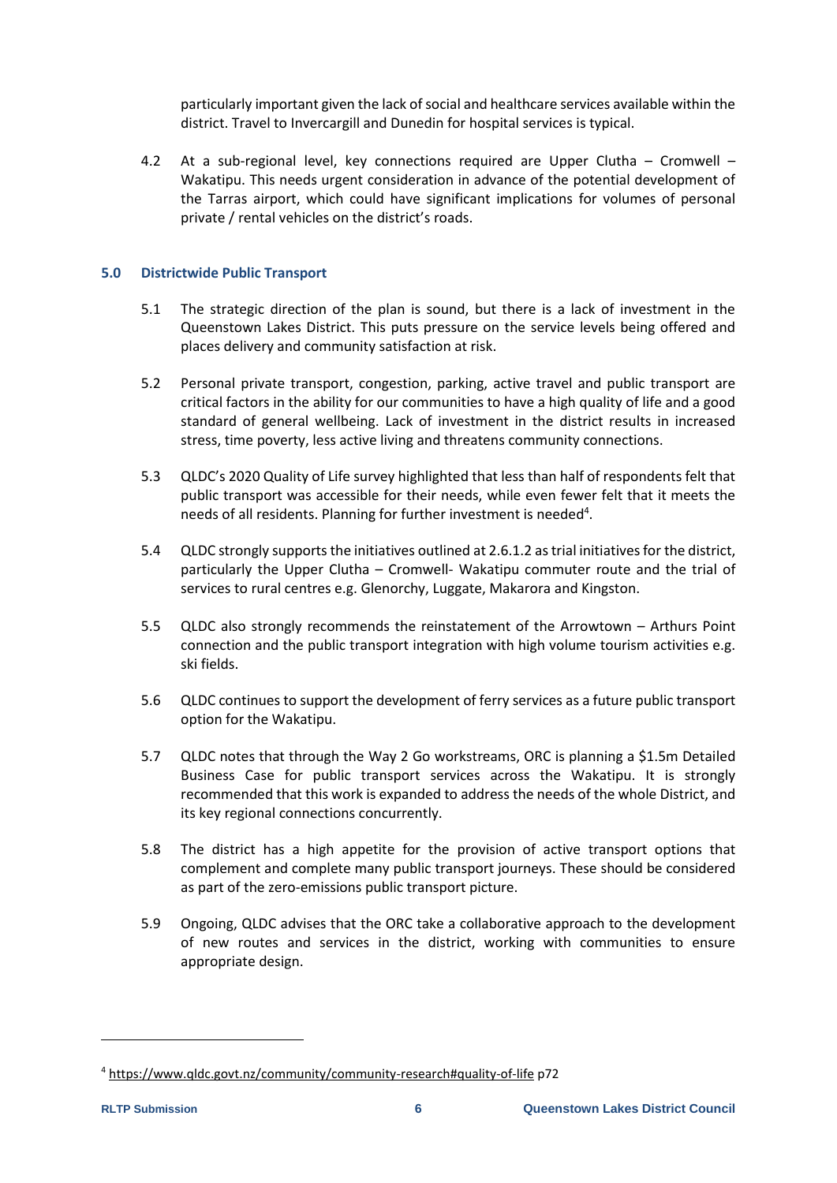particularly important given the lack of social and healthcare services available within the district. Travel to Invercargill and Dunedin for hospital services is typical.

4.2 At a sub-regional level, key connections required are Upper Clutha – Cromwell – Wakatipu. This needs urgent consideration in advance of the potential development of the Tarras airport, which could have significant implications for volumes of personal private / rental vehicles on the district's roads.

## 5.0 Districtwide Public Transport

5.1 The strategic direction of the plan is sound, but there is a lack of investment in the Queenstown Lakes District. This puts pressure on the service levels being offered and places delivery and community satisfaction at risk.

5.2 Personal private transport, congestion, parking, active travel and public transport are critical factors in the ability for our communities to have a high quality of life and a good standard of general wellbeing. Lack of investment in the district results in increased stress, time poverty, less active living and threatens community connections.

5.3 QLDC's 2020 Quality of Life survey highlighted that less than half of respondents felt that public transport was accessible for their needs, while even fewer felt that it meets the needs of all residents. Planning for further investment is needed[4].

5.4 QLDC strongly supports the initiatives outlined at 2.6.1.2 as trial initiatives for the district, particularly the Upper Clutha – Cromwell- Wakatipu commuter route and the trial of services to rural centres e.g. Glenorchy, Luggate, Makarora and Kingston.

5.5 QLDC also strongly recommends the reinstatement of the Arrowtown – Arthurs Point connection and the public transport integration with high volume tourism activities e.g. ski fields.

5.6 QLDC continues to support the development of ferry services as a future public transport option for the Wakatipu.

5.7 QLDC notes that through the Way 2 Go workstreams, ORC is planning a $1.5m Detailed Business Case for public transport services across the Wakatipu. It is strongly recommended that this work is expanded to address the needs of the whole District, and its key regional connections concurrently.

5.8 The district has a high appetite for the provision of active transport options that complement and complete many public transport journeys. These should be considered as part of the zero-emissions public transport picture.

5.9 Ongoing, QLDC advises that the ORC take a collaborative approach to the development of new routes and services in the district, working with communities to ensure appropriate design.

---

[4] https://www.qldc.govt.nz/community/community-research#quality-of-life p72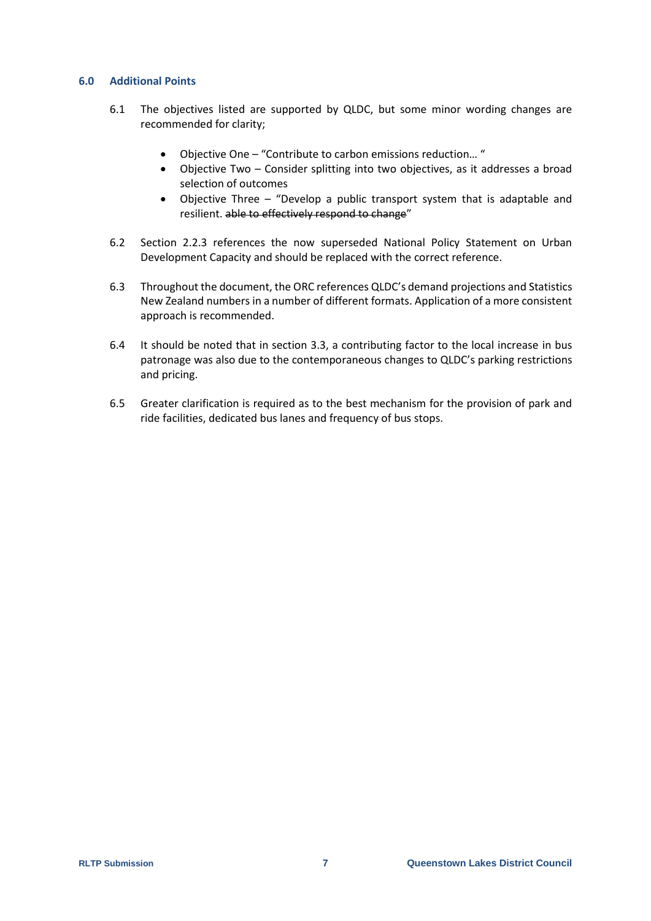## 6.0 Additional Points

6.1 The objectives listed are supported by QLDC, but some minor wording changes are recommended for clarity;

- Objective One – "Contribute to carbon emissions reduction… "
- Objective Two – Consider splitting into two objectives, as it addresses a broad selection of outcomes
- Objective Three – "Develop a public transport system that is adaptable and resilient. ~~able to effectively respond to change~~"

6.2 Section 2.2.3 references the now superseded National Policy Statement on Urban Development Capacity and should be replaced with the correct reference.

6.3 Throughout the document, the ORC references QLDC's demand projections and Statistics New Zealand numbers in a number of different formats. Application of a more consistent approach is recommended.

6.4 It should be noted that in section 3.3, a contributing factor to the local increase in bus patronage was also due to the contemporaneous changes to QLDC's parking restrictions and pricing.

6.5 Greater clarification is required as to the best mechanism for the provision of park and ride facilities, dedicated bus lanes and frequency of bus stops.